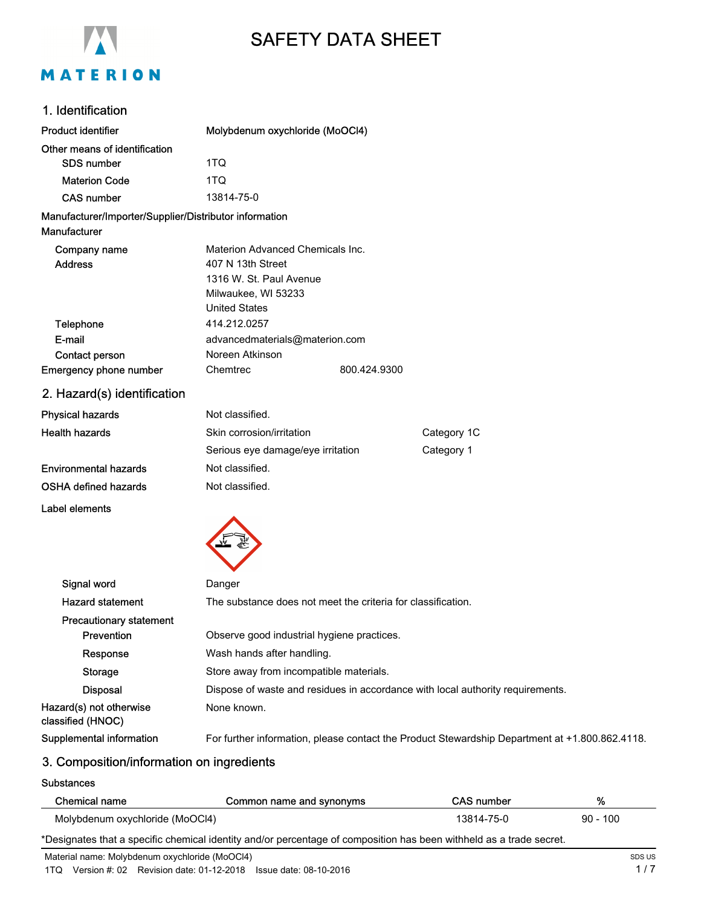# SAFETY DATA SHEET

## 1. Identification

| | |
|---|---|
| Product identifier | Molybdenum oxychloride (MoOCl4) |
| Other means of identification | |
| SDS number | 1TQ |
| Materion Code | 1TQ |
| CAS number | 13814-75-0 |

**Manufacturer/Importer/Supplier/Distributor information**

**Manufacturer**

| | |
|---|---|
| Company name | Materion Advanced Chemicals Inc. |
| Address | 407 N 13th Street<br>1316 W. St. Paul Avenue<br>Milwaukee, WI 53233<br>United States |
| Telephone | 414.212.0257 |
| E-mail | advancedmaterials@materion.com |
| Contact person | Noreen Atkinson |
| Emergency phone number | Chemtrec 800.424.9300 |

## 2. Hazard(s) identification

| | | |
|---|---|---|
| Physical hazards | Not classified. | |
| Health hazards | Skin corrosion/irritation | Category 1C |
| | Serious eye damage/eye irritation | Category 1 |
| Environmental hazards | Not classified. | |
| OSHA defined hazards | Not classified. | |

**Label elements**

| | |
|---|---|
| Signal word | Danger |
| Hazard statement | The substance does not meet the criteria for classification. |
| Precautionary statement | |
| Prevention | Observe good industrial hygiene practices. |
| Response | Wash hands after handling. |
| Storage | Store away from incompatible materials. |
| Disposal | Dispose of waste and residues in accordance with local authority requirements. |
| Hazard(s) not otherwise classified (HNOC) | None known. |
| Supplemental information | For further information, please contact the Product Stewardship Department at +1.800.862.4118. |

## 3. Composition/information on ingredients

**Substances**

| Chemical name | Common name and synonyms | CAS number | % |
|---|---|---|---|
| Molybdenum oxychloride (MoOCl4) | | 13814-75-0 | 90 - 100 |

*Designates that a specific chemical identity and/or percentage of composition has been withheld as a trade secret.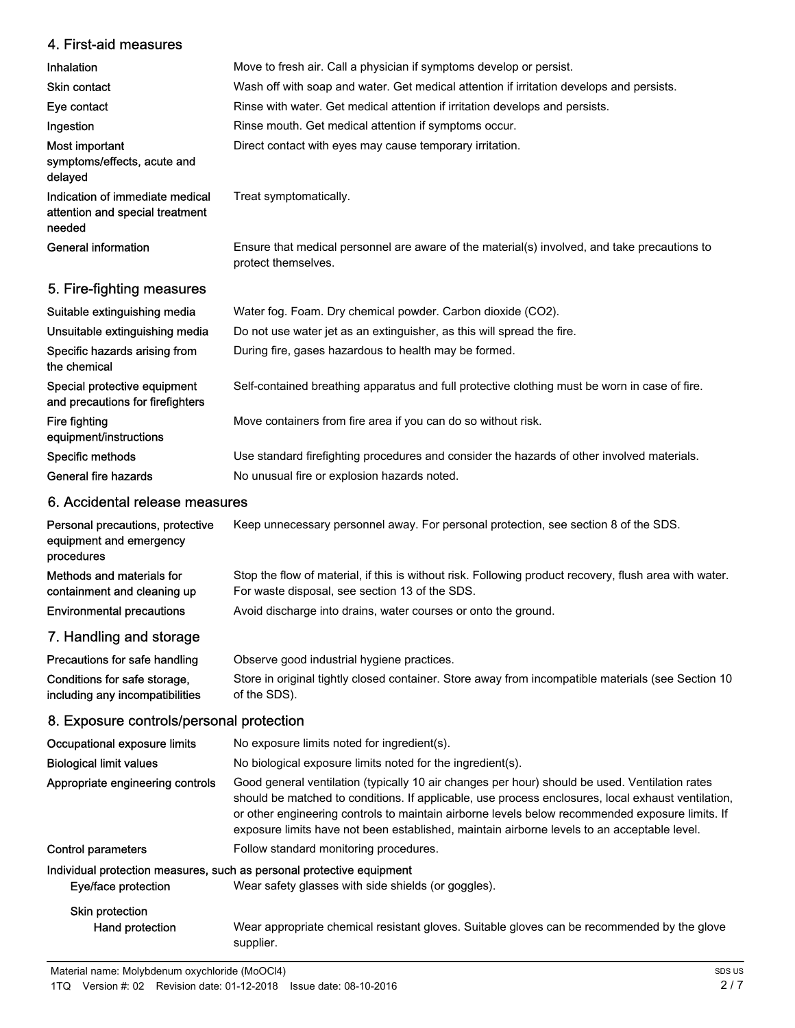## 4. First-aid measures

| | |
|---|---|
| Inhalation | Move to fresh air. Call a physician if symptoms develop or persist. |
| Skin contact | Wash off with soap and water. Get medical attention if irritation develops and persists. |
| Eye contact | Rinse with water. Get medical attention if irritation develops and persists. |
| Ingestion | Rinse mouth. Get medical attention if symptoms occur. |
| Most important symptoms/effects, acute and delayed | Direct contact with eyes may cause temporary irritation. |
| Indication of immediate medical attention and special treatment needed | Treat symptomatically. |
| General information | Ensure that medical personnel are aware of the material(s) involved, and take precautions to protect themselves. |

## 5. Fire-fighting measures

| | |
|---|---|
| Suitable extinguishing media | Water fog. Foam. Dry chemical powder. Carbon dioxide ($CO_2$). |
| Unsuitable extinguishing media | Do not use water jet as an extinguisher, as this will spread the fire. |
| Specific hazards arising from the chemical | During fire, gases hazardous to health may be formed. |
| Special protective equipment and precautions for firefighters | Self-contained breathing apparatus and full protective clothing must be worn in case of fire. |
| Fire fighting equipment/instructions | Move containers from fire area if you can do so without risk. |
| Specific methods | Use standard firefighting procedures and consider the hazards of other involved materials. |
| General fire hazards | No unusual fire or explosion hazards noted. |

## 6. Accidental release measures

| | |
|---|---|
| Personal precautions, protective equipment and emergency procedures | Keep unnecessary personnel away. For personal protection, see section 8 of the SDS. |
| Methods and materials for containment and cleaning up | Stop the flow of material, if this is without risk. Following product recovery, flush area with water. For waste disposal, see section 13 of the SDS. |
| Environmental precautions | Avoid discharge into drains, water courses or onto the ground. |

## 7. Handling and storage

| | |
|---|---|
| Precautions for safe handling | Observe good industrial hygiene practices. |
| Conditions for safe storage, including any incompatibilities | Store in original tightly closed container. Store away from incompatible materials (see Section 10 of the SDS). |

## 8. Exposure controls/personal protection

| | |
|---|---|
| Occupational exposure limits | No exposure limits noted for ingredient(s). |
| Biological limit values | No biological exposure limits noted for the ingredient(s). |
| Appropriate engineering controls | Good general ventilation (typically 10 air changes per hour) should be used. Ventilation rates should be matched to conditions. If applicable, use process enclosures, local exhaust ventilation, or other engineering controls to maintain airborne levels below recommended exposure limits. If exposure limits have not been established, maintain airborne levels to an acceptable level. |
| Control parameters | Follow standard monitoring procedures. |

**Individual protection measures, such as personal protective equipment**

| | |
|---|---|
| Eye/face protection | Wear safety glasses with side shields (or goggles). |
| Skin protection | |
| Hand protection | Wear appropriate chemical resistant gloves. Suitable gloves can be recommended by the glove supplier. |

Material name: Molybdenum oxychloride ($MoOCl_4$)

1TQ Version #: 02 Revision date: 01-12-2018 Issue date: 08-10-2016

SDS US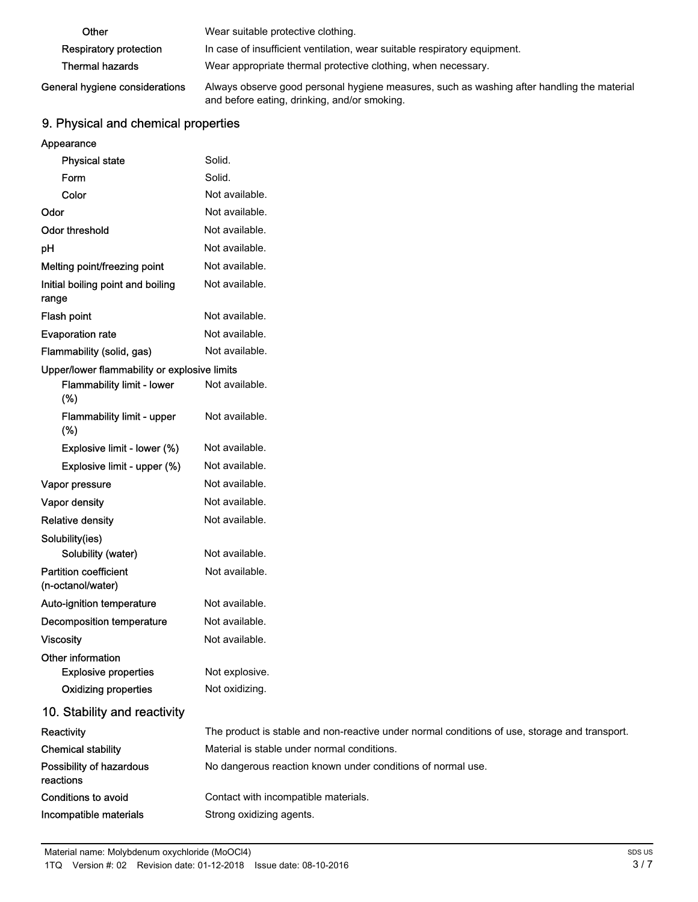| | |
|---|---|
| Other | Wear suitable protective clothing. |
| Respiratory protection | In case of insufficient ventilation, wear suitable respiratory equipment. |
| Thermal hazards | Wear appropriate thermal protective clothing, when necessary. |
| General hygiene considerations | Always observe good personal hygiene measures, such as washing after handling the material and before eating, drinking, and/or smoking. |

## 9. Physical and chemical properties

| | |
|---|---|
| **Appearance** | |
| Physical state | Solid. |
| Form | Solid. |
| Color | Not available. |
| **Odor** | Not available. |
| **Odor threshold** | Not available. |
| **pH** | Not available. |
| **Melting point/freezing point** | Not available. |
| **Initial boiling point and boiling range** | Not available. |
| **Flash point** | Not available. |
| **Evaporation rate** | Not available. |
| **Flammability (solid, gas)** | Not available. |
| **Upper/lower flammability or explosive limits** | |
| Flammability limit - lower (%) | Not available. |
| Flammability limit - upper (%) | Not available. |
| Explosive limit - lower (%) | Not available. |
| Explosive limit - upper (%) | Not available. |
| **Vapor pressure** | Not available. |
| **Vapor density** | Not available. |
| **Relative density** | Not available. |
| **Solubility(ies)** | |
| Solubility (water) | Not available. |
| **Partition coefficient (n-octanol/water)** | Not available. |
| **Auto-ignition temperature** | Not available. |
| **Decomposition temperature** | Not available. |
| **Viscosity** | Not available. |
| **Other information** | |
| Explosive properties | Not explosive. |
| Oxidizing properties | Not oxidizing. |

## 10. Stability and reactivity

| | |
|---|---|
| **Reactivity** | The product is stable and non-reactive under normal conditions of use, storage and transport. |
| **Chemical stability** | Material is stable under normal conditions. |
| **Possibility of hazardous reactions** | No dangerous reaction known under conditions of normal use. |
| **Conditions to avoid** | Contact with incompatible materials. |
| **Incompatible materials** | Strong oxidizing agents. |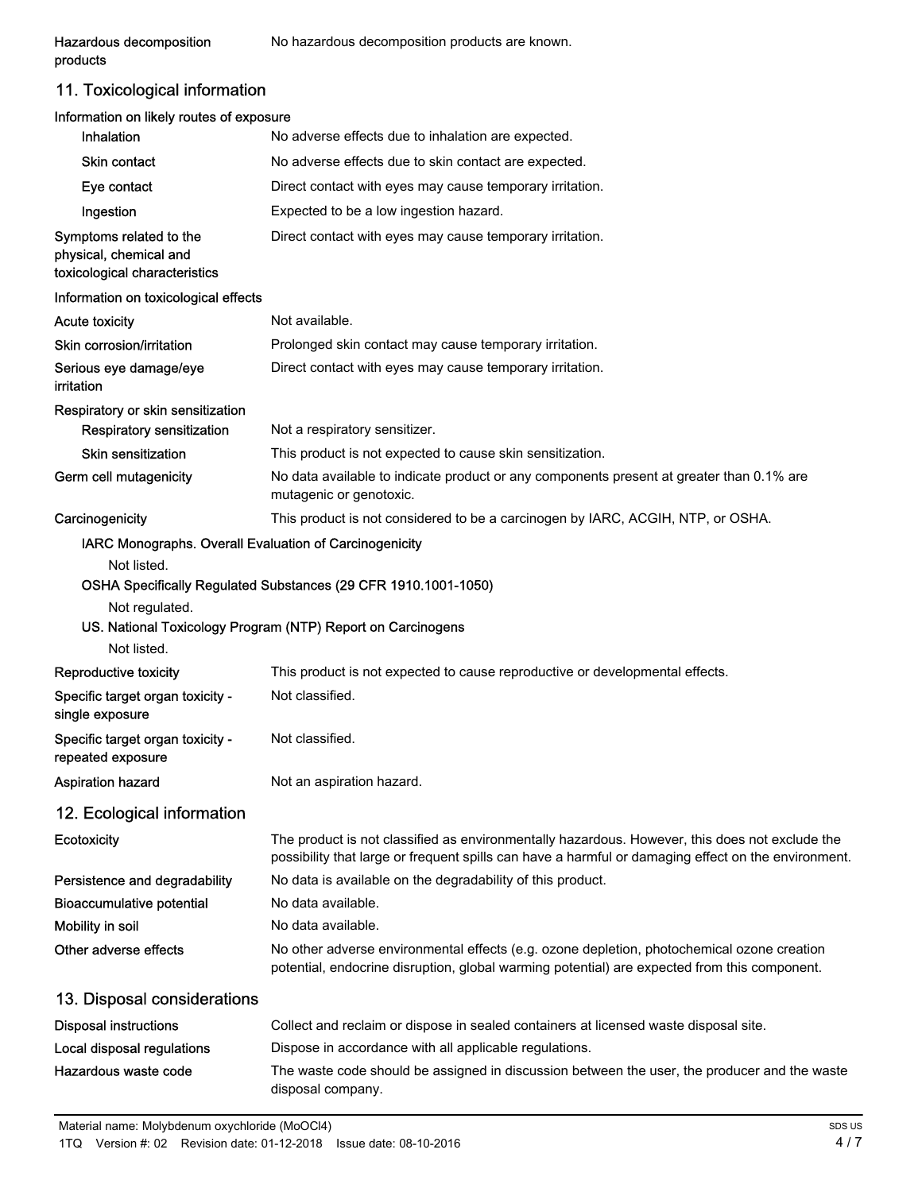| | |
|---|---|
| **Hazardous decomposition products** | No hazardous decomposition products are known. |

## 11. Toxicological information

**Information on likely routes of exposure**

| | |
|---|---|
| **Inhalation** | No adverse effects due to inhalation are expected. |
| **Skin contact** | No adverse effects due to skin contact are expected. |
| **Eye contact** | Direct contact with eyes may cause temporary irritation. |
| **Ingestion** | Expected to be a low ingestion hazard. |
| **Symptoms related to the physical, chemical and toxicological characteristics** | Direct contact with eyes may cause temporary irritation. |

**Information on toxicological effects**

| | |
|---|---|
| **Acute toxicity** | Not available. |
| **Skin corrosion/irritation** | Prolonged skin contact may cause temporary irritation. |
| **Serious eye damage/eye irritation** | Direct contact with eyes may cause temporary irritation. |

**Respiratory or skin sensitization**

| | |
|---|---|
| **Respiratory sensitization** | Not a respiratory sensitizer. |
| **Skin sensitization** | This product is not expected to cause skin sensitization. |
| **Germ cell mutagenicity** | No data available to indicate product or any components present at greater than 0.1% are mutagenic or genotoxic. |
| **Carcinogenicity** | This product is not considered to be a carcinogen by IARC, ACGIH, NTP, or OSHA. |

**IARC Monographs. Overall Evaluation of Carcinogenicity**

Not listed.

**OSHA Specifically Regulated Substances (29 CFR 1910.1001-1050)**

Not regulated.

**US. National Toxicology Program (NTP) Report on Carcinogens**

Not listed.

| | |
|---|---|
| **Reproductive toxicity** | This product is not expected to cause reproductive or developmental effects. |
| **Specific target organ toxicity - single exposure** | Not classified. |
| **Specific target organ toxicity - repeated exposure** | Not classified. |
| **Aspiration hazard** | Not an aspiration hazard. |

## 12. Ecological information

| | |
|---|---|
| **Ecotoxicity** | The product is not classified as environmentally hazardous. However, this does not exclude the possibility that large or frequent spills can have a harmful or damaging effect on the environment. |
| **Persistence and degradability** | No data is available on the degradability of this product. |
| **Bioaccumulative potential** | No data available. |
| **Mobility in soil** | No data available. |
| **Other adverse effects** | No other adverse environmental effects (e.g. ozone depletion, photochemical ozone creation potential, endocrine disruption, global warming potential) are expected from this component. |

## 13. Disposal considerations

| | |
|---|---|
| **Disposal instructions** | Collect and reclaim or dispose in sealed containers at licensed waste disposal site. |
| **Local disposal regulations** | Dispose in accordance with all applicable regulations. |
| **Hazardous waste code** | The waste code should be assigned in discussion between the user, the producer and the waste disposal company. |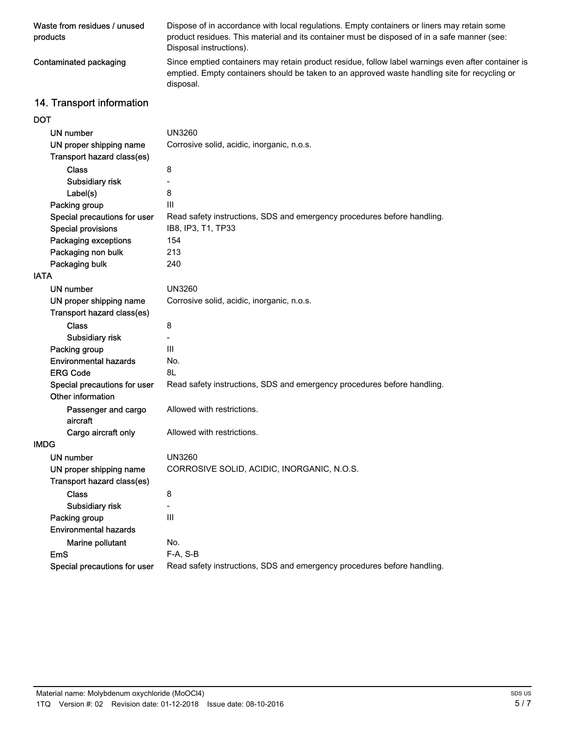| | |
|---|---|
| Waste from residues / unused products | Dispose of in accordance with local regulations. Empty containers or liners may retain some product residues. This material and its container must be disposed of in a safe manner (see: Disposal instructions). |
| Contaminated packaging | Since emptied containers may retain product residue, follow label warnings even after container is emptied. Empty containers should be taken to an approved waste handling site for recycling or disposal. |

## 14. Transport information

### DOT

| | |
|---|---|
| UN number | UN3260 |
| UN proper shipping name | Corrosive solid, acidic, inorganic, n.o.s. |
| Transport hazard class(es) | |
| Class | 8 |
| Subsidiary risk | - |
| Label(s) | 8 |
| Packing group | III |
| Special precautions for user | Read safety instructions, SDS and emergency procedures before handling. |
| Special provisions | IB8, IP3, T1, TP33 |
| Packaging exceptions | 154 |
| Packaging non bulk | 213 |
| Packaging bulk | 240 |

### IATA

| | |
|---|---|
| UN number | UN3260 |
| UN proper shipping name | Corrosive solid, acidic, inorganic, n.o.s. |
| Transport hazard class(es) | |
| Class | 8 |
| Subsidiary risk | - |
| Packing group | III |
| Environmental hazards | No. |
| ERG Code | 8L |
| Special precautions for user | Read safety instructions, SDS and emergency procedures before handling. |
| Other information | |
| Passenger and cargo aircraft | Allowed with restrictions. |
| Cargo aircraft only | Allowed with restrictions. |

### IMDG

| | |
|---|---|
| UN number | UN3260 |
| UN proper shipping name | CORROSIVE SOLID, ACIDIC, INORGANIC, N.O.S. |
| Transport hazard class(es) | |
| Class | 8 |
| Subsidiary risk | - |
| Packing group | III |
| Environmental hazards | |
| Marine pollutant | No. |
| EmS | F-A, S-B |
| Special precautions for user | Read safety instructions, SDS and emergency procedures before handling. |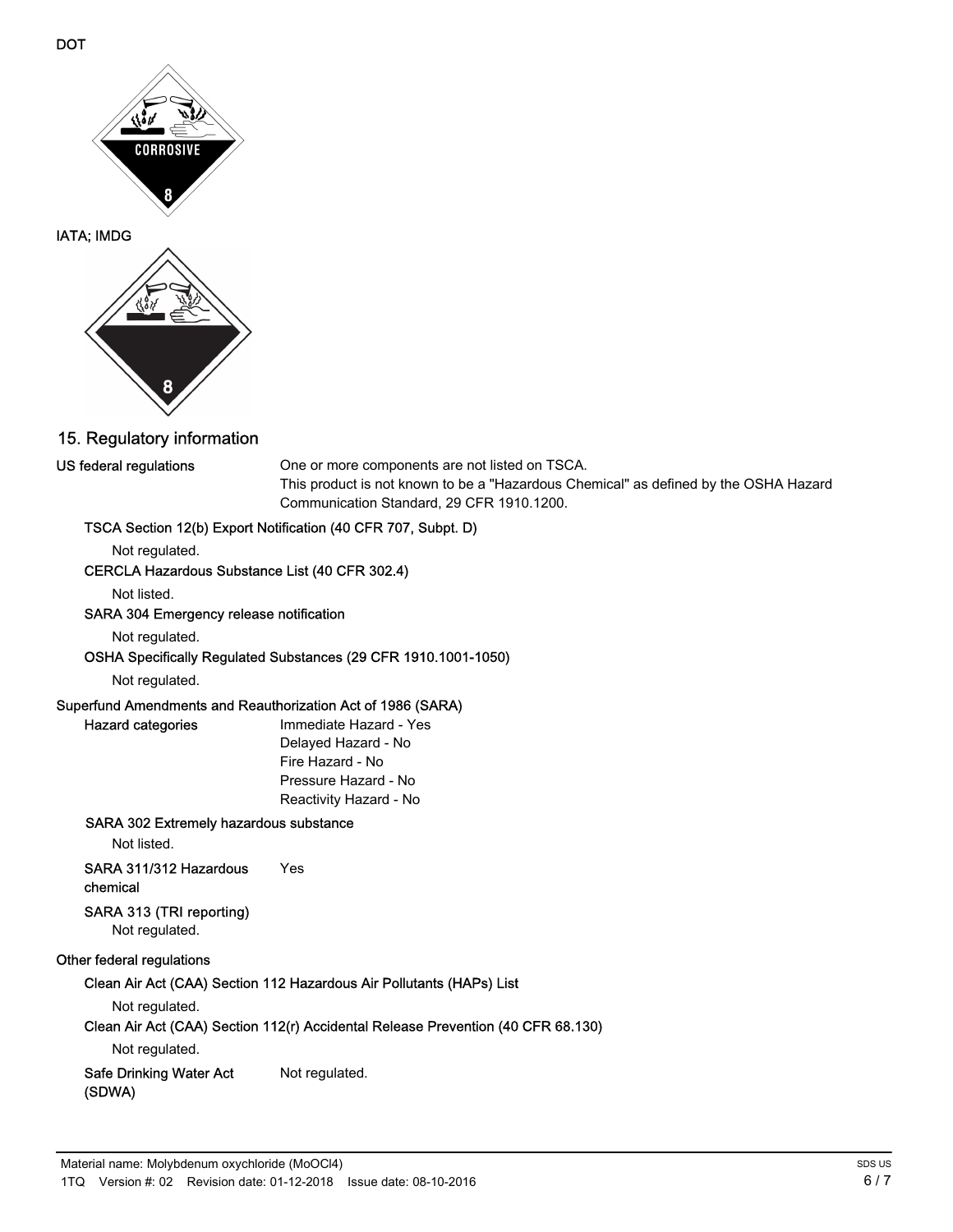DOT

IATA; IMDG

## 15. Regulatory information

**US federal regulations**

One or more components are not listed on TSCA.
This product is not known to be a "Hazardous Chemical" as defined by the OSHA Hazard Communication Standard, 29 CFR 1910.1200.

**TSCA Section 12(b) Export Notification (40 CFR 707, Subpt. D)**

Not regulated.

**CERCLA Hazardous Substance List (40 CFR 302.4)**

Not listed.

**SARA 304 Emergency release notification**

Not regulated.

**OSHA Specifically Regulated Substances (29 CFR 1910.1001-1050)**

Not regulated.

**Superfund Amendments and Reauthorization Act of 1986 (SARA)**

**Hazard categories**

Immediate Hazard - Yes
Delayed Hazard - No
Fire Hazard - No
Pressure Hazard - No
Reactivity Hazard - No

**SARA 302 Extremely hazardous substance**

Not listed.

**SARA 311/312 Hazardous chemical** Yes

**SARA 313 (TRI reporting)**

Not regulated.

**Other federal regulations**

**Clean Air Act (CAA) Section 112 Hazardous Air Pollutants (HAPs) List**

Not regulated.

**Clean Air Act (CAA) Section 112(r) Accidental Release Prevention (40 CFR 68.130)**

Not regulated.

**Safe Drinking Water Act (SDWA)** Not regulated.

Material name: Molybdenum oxychloride ($MoOCl_4$)

1TQ Version #: 02 Revision date: 01-12-2018 Issue date: 08-10-2016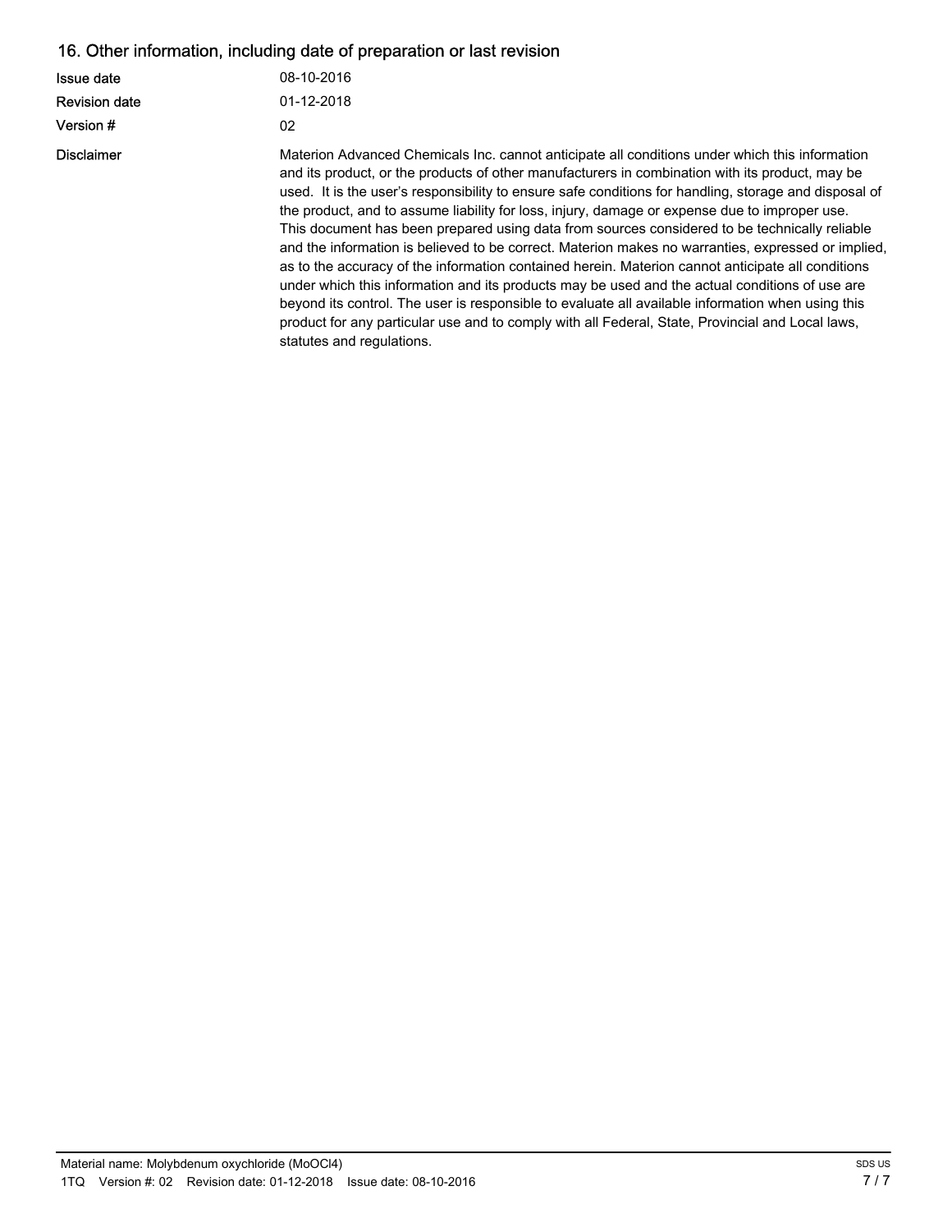## 16. Other information, including date of preparation or last revision

| | |
|---|---|
| Issue date | 08-10-2016 |
| Revision date | 01-12-2018 |
| Version # | 02 |
| Disclaimer | Materion Advanced Chemicals Inc. cannot anticipate all conditions under which this information and its product, or the products of other manufacturers in combination with its product, may be used. It is the user's responsibility to ensure safe conditions for handling, storage and disposal of the product, and to assume liability for loss, injury, damage or expense due to improper use. This document has been prepared using data from sources considered to be technically reliable and the information is believed to be correct. Materion makes no warranties, expressed or implied, as to the accuracy of the information contained herein. Materion cannot anticipate all conditions under which this information and its products may be used and the actual conditions of use are beyond its control. The user is responsible to evaluate all available information when using this product for any particular use and to comply with all Federal, State, Provincial and Local laws, statutes and regulations. |